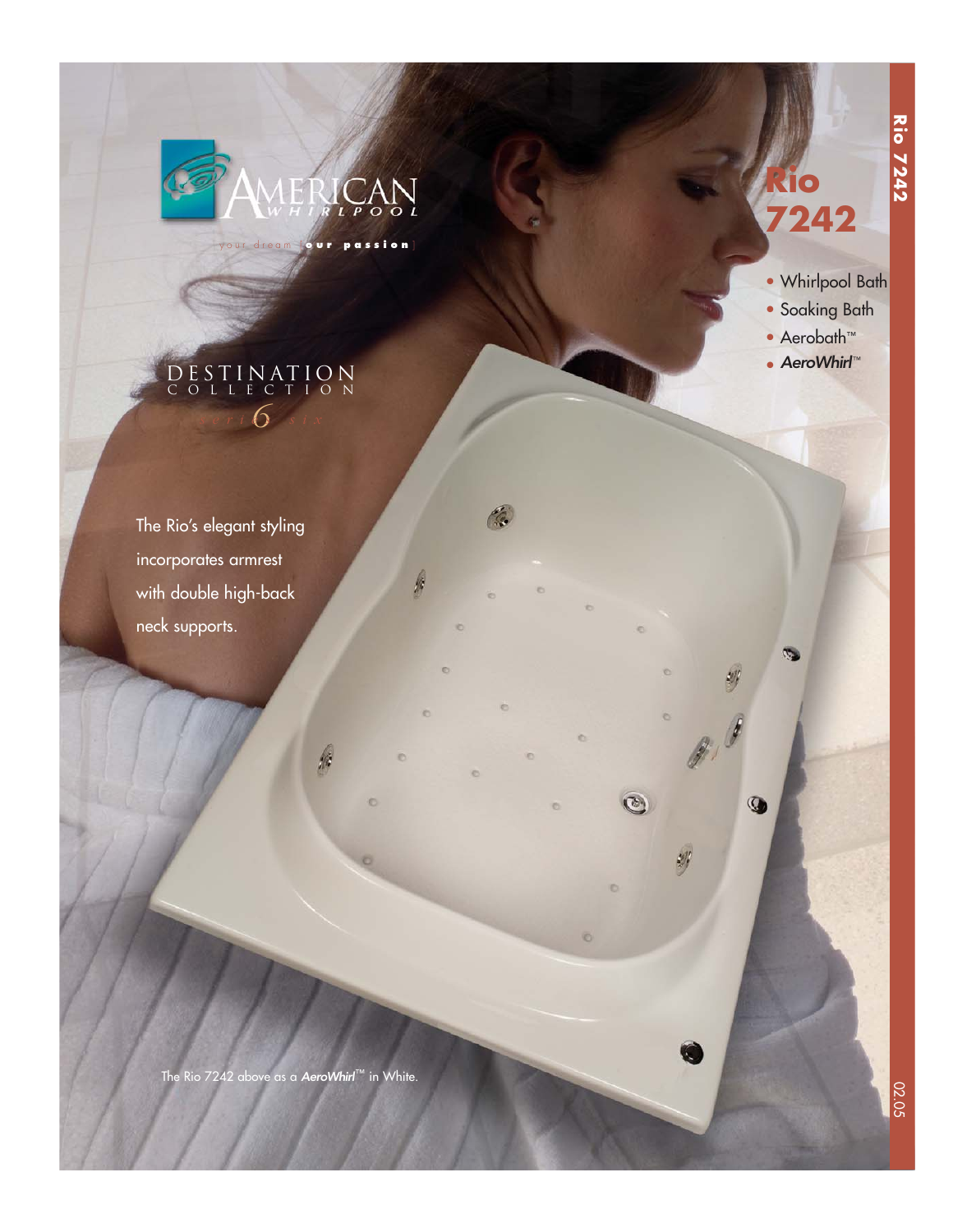AMERICAN WHIRLPOOL

your dream [**our passion**]

DESTINATION COLLECTION

series 6 six

# Rio 7242

- Whirlpool Bath
- Soaking Bath
- Aerobath™
- *AeroWhirl*™

The Rio's elegant styling incorporates armrest with double high-back neck supports.

The Rio 7242 above as a ***AeroWhirl***™ in White.

02.05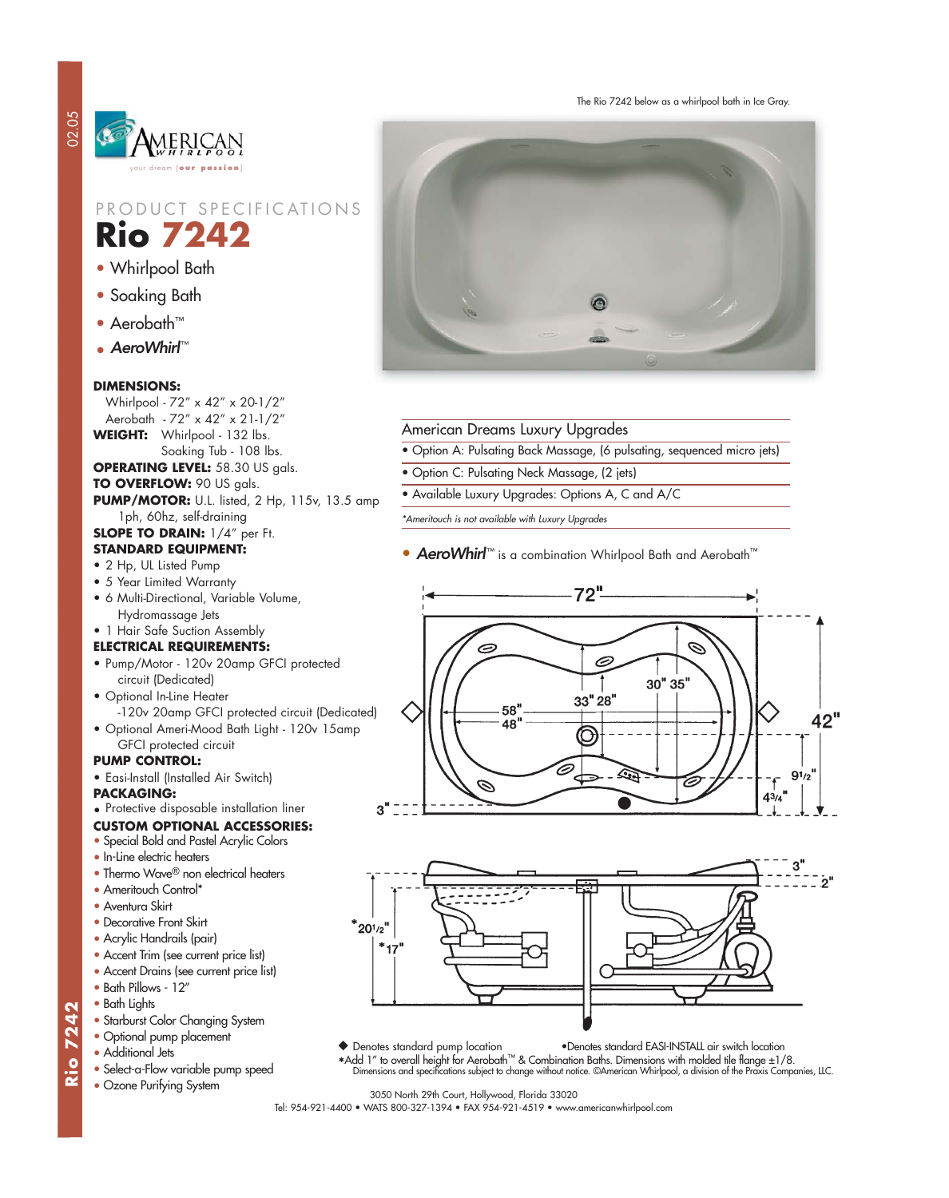# PRODUCT SPECIFICATIONS

# Rio 7242

- Whirlpool Bath
- Soaking Bath
- Aerobath™
- *AeroWhirl*™

**DIMENSIONS:**
Whirlpool - 72" x 42" x 20-1/2"
Aerobath - 72" x 42" x 21-1/2"

**WEIGHT:** Whirlpool - 132 lbs.
Soaking Tub - 108 lbs.

**OPERATING LEVEL:** 58.30 US gals.

**TO OVERFLOW:** 90 US gals.

**PUMP/MOTOR:** U.L. listed, 2 Hp, 115v, 13.5 amp 1ph, 60hz, self-draining

**SLOPE TO DRAIN:** 1/4" per Ft.

**STANDARD EQUIPMENT:**
- 2 Hp, UL Listed Pump
- 5 Year Limited Warranty
- 6 Multi-Directional, Variable Volume, Hydromassage Jets
- 1 Hair Safe Suction Assembly

**ELECTRICAL REQUIREMENTS:**
- Pump/Motor - 120v 20amp GFCI protected circuit (Dedicated)
- Optional In-Line Heater -120v 20amp GFCI protected circuit (Dedicated)
- Optional Ameri-Mood Bath Light - 120v 15amp GFCI protected circuit

**PUMP CONTROL:**
- Easi-Install (Installed Air Switch)

**PACKAGING:**
- Protective disposable installation liner

**CUSTOM OPTIONAL ACCESSORIES:**
- Special Bold and Pastel Acrylic Colors
- In-Line electric heaters
- Thermo Wave® non electrical heaters
- Ameritouch Control*
- Aventura Skirt
- Decorative Front Skirt
- Acrylic Handrails (pair)
- Accent Trim (see current price list)
- Accent Drains (see current price list)
- Bath Pillows - 12"
- Bath Lights
- Starburst Color Changing System
- Optional pump placement
- Additional Jets
- Select-a-Flow variable pump speed
- Ozone Purifying System

The Rio 7242 below as a whirlpool bath in Ice Gray.

## American Dreams Luxury Upgrades

- Option A: Pulsating Back Massage, (6 pulsating, sequenced micro jets)
- Option C: Pulsating Neck Massage, (2 jets)
- Available Luxury Upgrades: Options A, C and A/C

*\*Ameritouch is not available with Luxury Upgrades*

- *AeroWhirl*™ is a combination Whirlpool Bath and Aerobath™

72"
42"
58"
48"
33" 28"
30" 35"
9 1/2"
4 3/4"
3"
3"
2"
*20 1/2"
*17"

◆ Denotes standard pump location • Denotes standard EASI-INSTALL air switch location

*Add 1" to overall height for Aerobath™ & Combination Baths. Dimensions with molded tile flange ±1/8.
Dimensions and specifications subject to change without notice. ©American Whirlpool, a division of the Praxis Companies, LLC.

3050 North 29th Court, Hollywood, Florida 33020
Tel: 954-921-4400 • WATS 800-327-1394 • FAX 954-921-4519 • www.americanwhirlpool.com